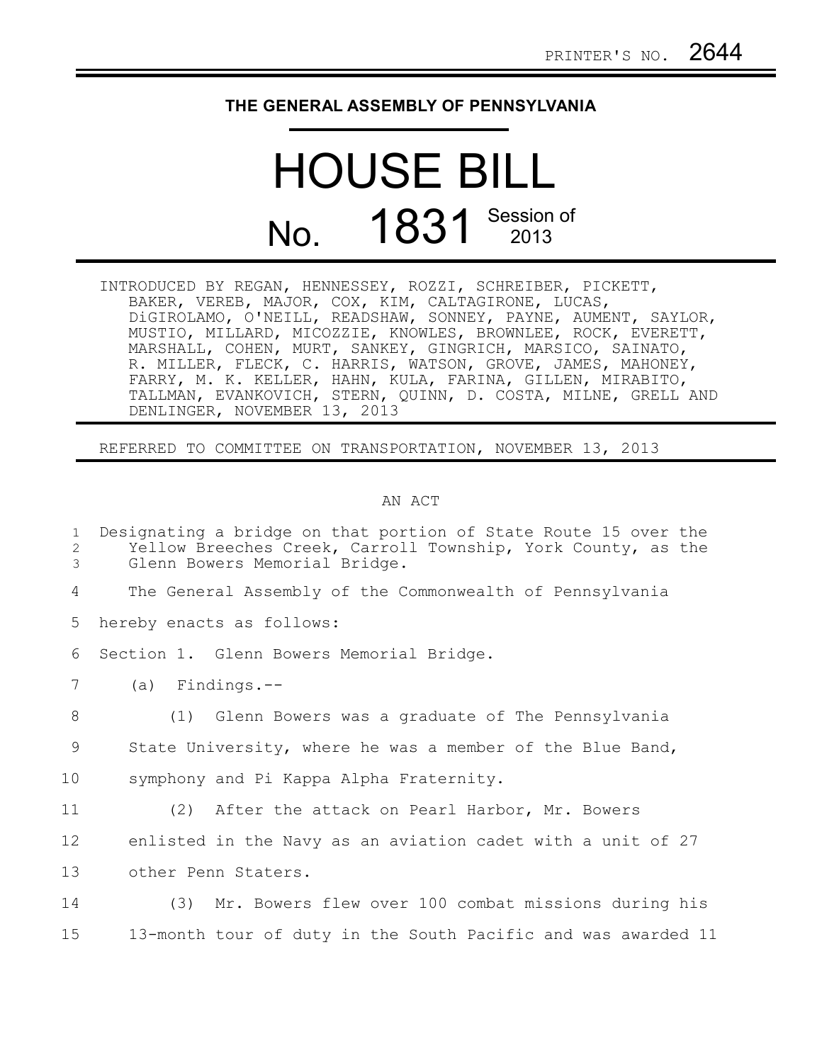PRINTER'S NO. 2644

# THE GENERAL ASSEMBLY OF PENNSYLVANIA

# HOUSE BILL

## No. 1831 Session of 2013

INTRODUCED BY REGAN, HENNESSEY, ROZZI, SCHREIBER, PICKETT, BAKER, VEREB, MAJOR, COX, KIM, CALTAGIRONE, LUCAS, DiGIROLAMO, O'NEILL, READSHAW, SONNEY, PAYNE, AUMENT, SAYLOR, MUSTIO, MILLARD, MICOZZIE, KNOWLES, BROWNLEE, ROCK, EVERETT, MARSHALL, COHEN, MURT, SANKEY, GINGRICH, MARSICO, SAINATO, R. MILLER, FLECK, C. HARRIS, WATSON, GROVE, JAMES, MAHONEY, FARRY, M. K. KELLER, HAHN, KULA, FARINA, GILLEN, MIRABITO, TALLMAN, EVANKOVICH, STERN, QUINN, D. COSTA, MILNE, GRELL AND DENLINGER, NOVEMBER 13, 2013

REFERRED TO COMMITTEE ON TRANSPORTATION, NOVEMBER 13, 2013

AN ACT

Designating a bridge on that portion of State Route 15 over the Yellow Breeches Creek, Carroll Township, York County, as the Glenn Bowers Memorial Bridge.

The General Assembly of the Commonwealth of Pennsylvania hereby enacts as follows:

Section 1. Glenn Bowers Memorial Bridge.

(a) Findings.--

(1) Glenn Bowers was a graduate of The Pennsylvania State University, where he was a member of the Blue Band, symphony and Pi Kappa Alpha Fraternity.

(2) After the attack on Pearl Harbor, Mr. Bowers enlisted in the Navy as an aviation cadet with a unit of 27 other Penn Staters.

(3) Mr. Bowers flew over 100 combat missions during his 13-month tour of duty in the South Pacific and was awarded 11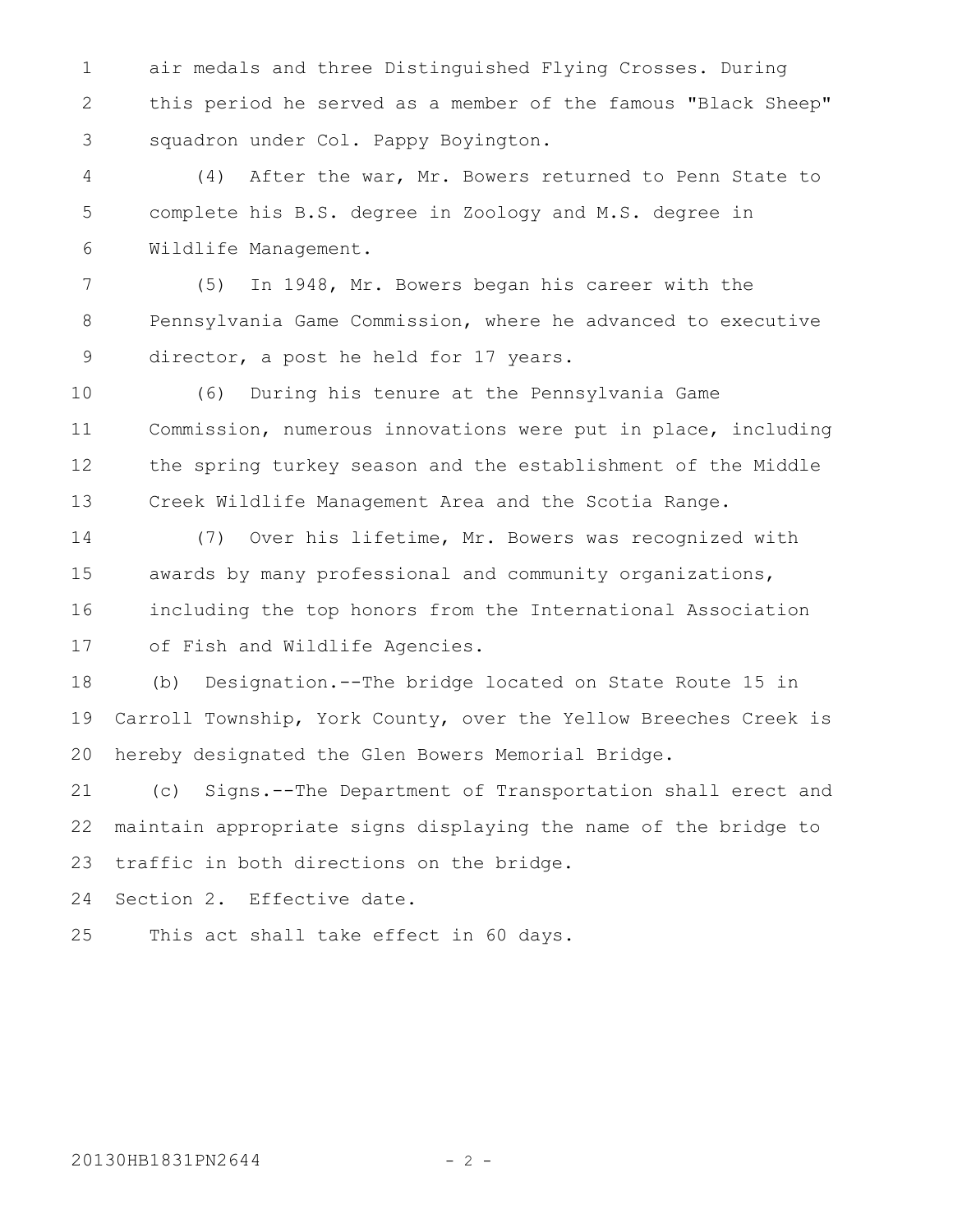air medals and three Distinguished Flying Crosses. During this period he served as a member of the famous "Black Sheep" squadron under Col. Pappy Boyington.

(4) After the war, Mr. Bowers returned to Penn State to complete his B.S. degree in Zoology and M.S. degree in Wildlife Management.

(5) In 1948, Mr. Bowers began his career with the Pennsylvania Game Commission, where he advanced to executive director, a post he held for 17 years.

(6) During his tenure at the Pennsylvania Game Commission, numerous innovations were put in place, including the spring turkey season and the establishment of the Middle Creek Wildlife Management Area and the Scotia Range.

(7) Over his lifetime, Mr. Bowers was recognized with awards by many professional and community organizations, including the top honors from the International Association of Fish and Wildlife Agencies.

(b) Designation.--The bridge located on State Route 15 in Carroll Township, York County, over the Yellow Breeches Creek is hereby designated the Glen Bowers Memorial Bridge.

(c) Signs.--The Department of Transportation shall erect and maintain appropriate signs displaying the name of the bridge to traffic in both directions on the bridge.

Section 2. Effective date.

This act shall take effect in 60 days.